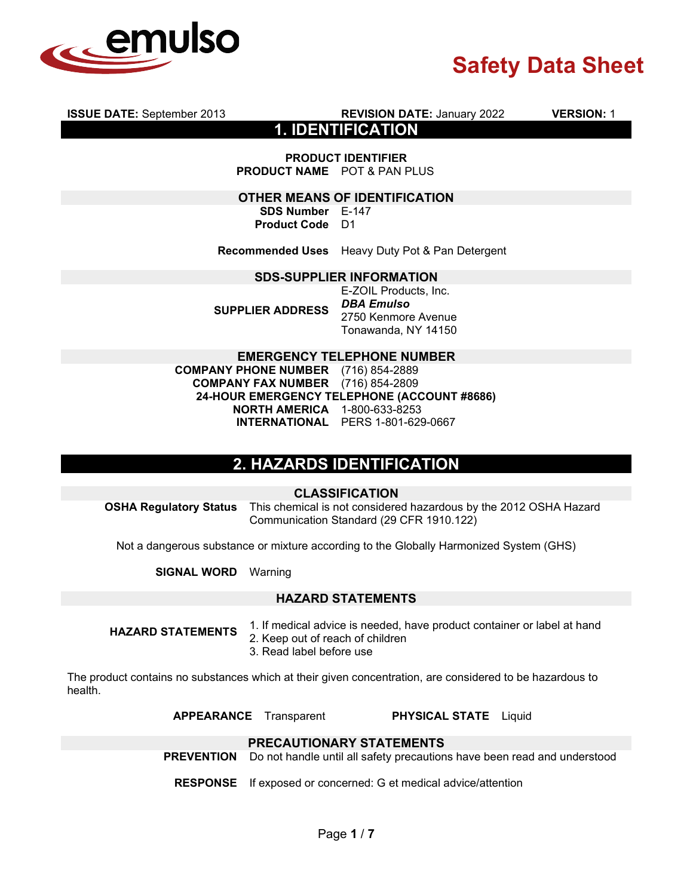emulso

# Safety Data Sheet

**ISSUE DATE:** September 2013 **REVISION DATE:** January 2022 **VERSION:** 1

## 1. IDENTIFICATION

**PRODUCT IDENTIFIER**

**PRODUCT NAME** POT & PAN PLUS

### OTHER MEANS OF IDENTIFICATION

**SDS Number** E-147
**Product Code** D1

**Recommended Uses** Heavy Duty Pot & Pan Detergent

### SDS-SUPPLIER INFORMATION

**SUPPLIER ADDRESS**
E-ZOIL Products, Inc.
***DBA Emulso***
2750 Kenmore Avenue
Tonawanda, NY 14150

### EMERGENCY TELEPHONE NUMBER

**COMPANY PHONE NUMBER** (716) 854-2889
**COMPANY FAX NUMBER** (716) 854-2809

**24-HOUR EMERGENCY TELEPHONE (ACCOUNT #8686)**

**NORTH AMERICA** 1-800-633-8253
**INTERNATIONAL** PERS 1-801-629-0667

## 2. HAZARDS IDENTIFICATION

### CLASSIFICATION

**OSHA Regulatory Status** This chemical is not considered hazardous by the 2012 OSHA Hazard Communication Standard (29 CFR 1910.122)

Not a dangerous substance or mixture according to the Globally Harmonized System (GHS)

**SIGNAL WORD** Warning

### HAZARD STATEMENTS

**HAZARD STATEMENTS**
1. If medical advice is needed, have product container or label at hand
2. Keep out of reach of children
3. Read label before use

The product contains no substances which at their given concentration, are considered to be hazardous to health.

**APPEARANCE** Transparent **PHYSICAL STATE** Liquid

### PRECAUTIONARY STATEMENTS

**PREVENTION** Do not handle until all safety precautions have been read and understood

**RESPONSE** If exposed or concerned: G et medical advice/attention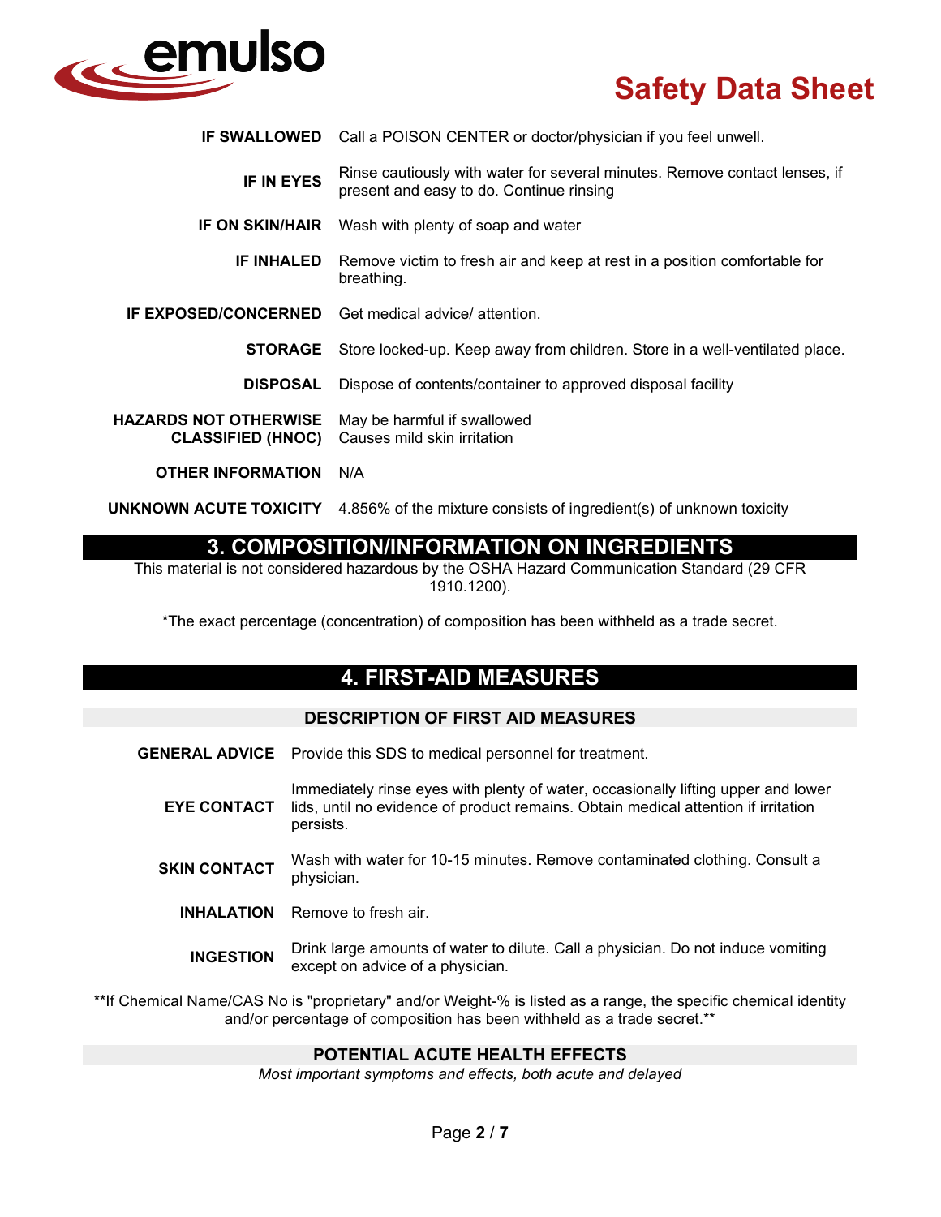**IF SWALLOWED** Call a POISON CENTER or doctor/physician if you feel unwell.

**IF IN EYES** Rinse cautiously with water for several minutes. Remove contact lenses, if present and easy to do. Continue rinsing

**IF ON SKIN/HAIR** Wash with plenty of soap and water

**IF INHALED** Remove victim to fresh air and keep at rest in a position comfortable for breathing.

**IF EXPOSED/CONCERNED** Get medical advice/ attention.

**STORAGE** Store locked-up. Keep away from children. Store in a well-ventilated place.

**DISPOSAL** Dispose of contents/container to approved disposal facility

**HAZARDS NOT OTHERWISE CLASSIFIED (HNOC)** May be harmful if swallowed
Causes mild skin irritation

**OTHER INFORMATION** N/A

**UNKNOWN ACUTE TOXICITY** 4.856% of the mixture consists of ingredient(s) of unknown toxicity

## 3. COMPOSITION/INFORMATION ON INGREDIENTS

This material is not considered hazardous by the OSHA Hazard Communication Standard (29 CFR 1910.1200).

*The exact percentage (concentration) of composition has been withheld as a trade secret.

## 4. FIRST-AID MEASURES

### DESCRIPTION OF FIRST AID MEASURES

**GENERAL ADVICE** Provide this SDS to medical personnel for treatment.

**EYE CONTACT** Immediately rinse eyes with plenty of water, occasionally lifting upper and lower lids, until no evidence of product remains. Obtain medical attention if irritation persists.

**SKIN CONTACT** Wash with water for 10-15 minutes. Remove contaminated clothing. Consult a physician.

**INHALATION** Remove to fresh air.

**INGESTION** Drink large amounts of water to dilute. Call a physician. Do not induce vomiting except on advice of a physician.

**If Chemical Name/CAS No is "proprietary" and/or Weight-% is listed as a range, the specific chemical identity and/or percentage of composition has been withheld as a trade secret.**

### POTENTIAL ACUTE HEALTH EFFECTS

*Most important symptoms and effects, both acute and delayed*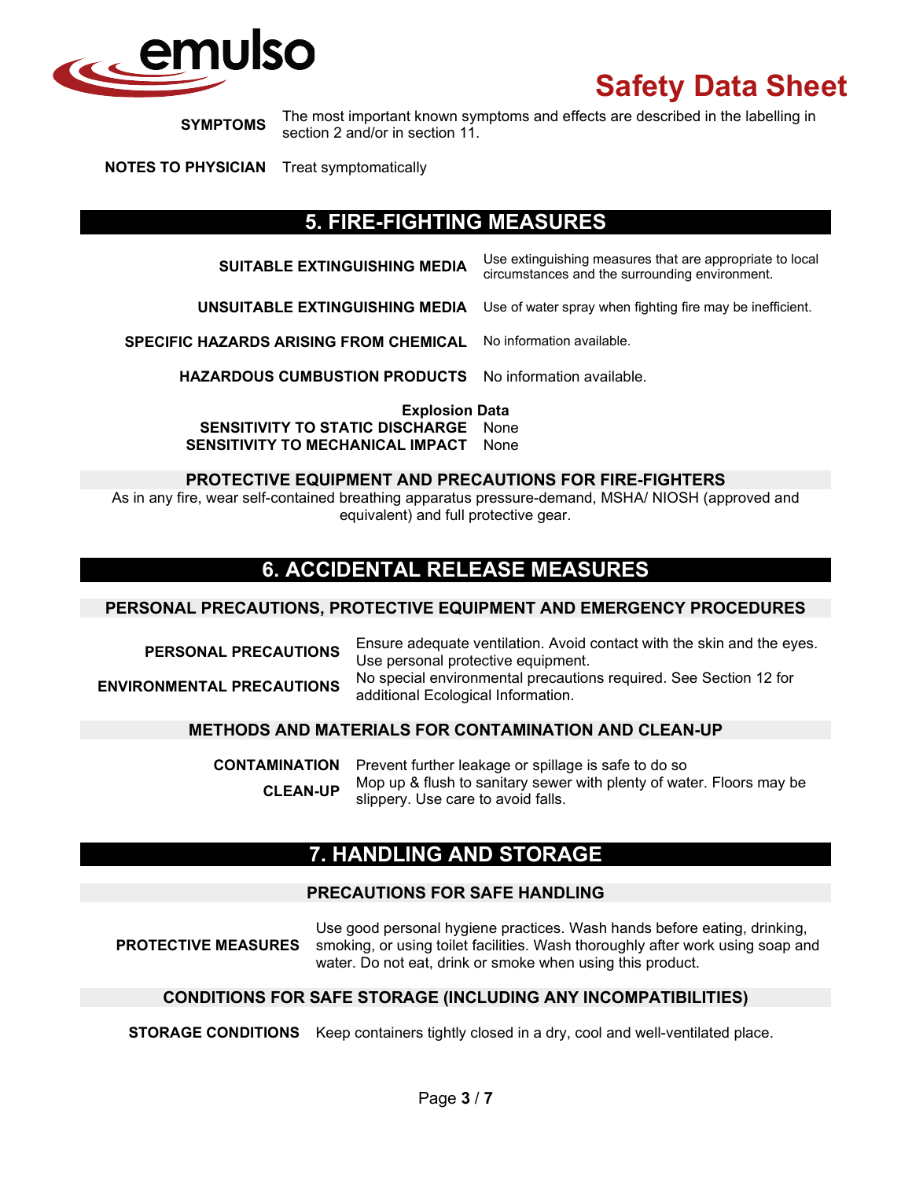**SYMPTOMS** The most important known symptoms and effects are described in the labelling in section 2 and/or in section 11.

**NOTES TO PHYSICIAN** Treat symptomatically

## 5. FIRE-FIGHTING MEASURES

**SUITABLE EXTINGUISHING MEDIA** Use extinguishing measures that are appropriate to local circumstances and the surrounding environment.

**UNSUITABLE EXTINGUISHING MEDIA** Use of water spray when fighting fire may be inefficient.

**SPECIFIC HAZARDS ARISING FROM CHEMICAL** No information available.

**HAZARDOUS CUMBUSTION PRODUCTS** No information available.

**Explosion Data**

**SENSITIVITY TO STATIC DISCHARGE** None

**SENSITIVITY TO MECHANICAL IMPACT** None

### PROTECTIVE EQUIPMENT AND PRECAUTIONS FOR FIRE-FIGHTERS

As in any fire, wear self-contained breathing apparatus pressure-demand, MSHA/ NIOSH (approved and equivalent) and full protective gear.

## 6. ACCIDENTAL RELEASE MEASURES

### PERSONAL PRECAUTIONS, PROTECTIVE EQUIPMENT AND EMERGENCY PROCEDURES

**PERSONAL PRECAUTIONS** Ensure adequate ventilation. Avoid contact with the skin and the eyes. Use personal protective equipment.

**ENVIRONMENTAL PRECAUTIONS** No special environmental precautions required. See Section 12 for additional Ecological Information.

### METHODS AND MATERIALS FOR CONTAMINATION AND CLEAN-UP

**CONTAMINATION** Prevent further leakage or spillage is safe to do so

**CLEAN-UP** Mop up & flush to sanitary sewer with plenty of water. Floors may be slippery. Use care to avoid falls.

## 7. HANDLING AND STORAGE

### PRECAUTIONS FOR SAFE HANDLING

**PROTECTIVE MEASURES** Use good personal hygiene practices. Wash hands before eating, drinking, smoking, or using toilet facilities. Wash thoroughly after work using soap and water. Do not eat, drink or smoke when using this product.

### CONDITIONS FOR SAFE STORAGE (INCLUDING ANY INCOMPATIBILITIES)

**STORAGE CONDITIONS** Keep containers tightly closed in a dry, cool and well-ventilated place.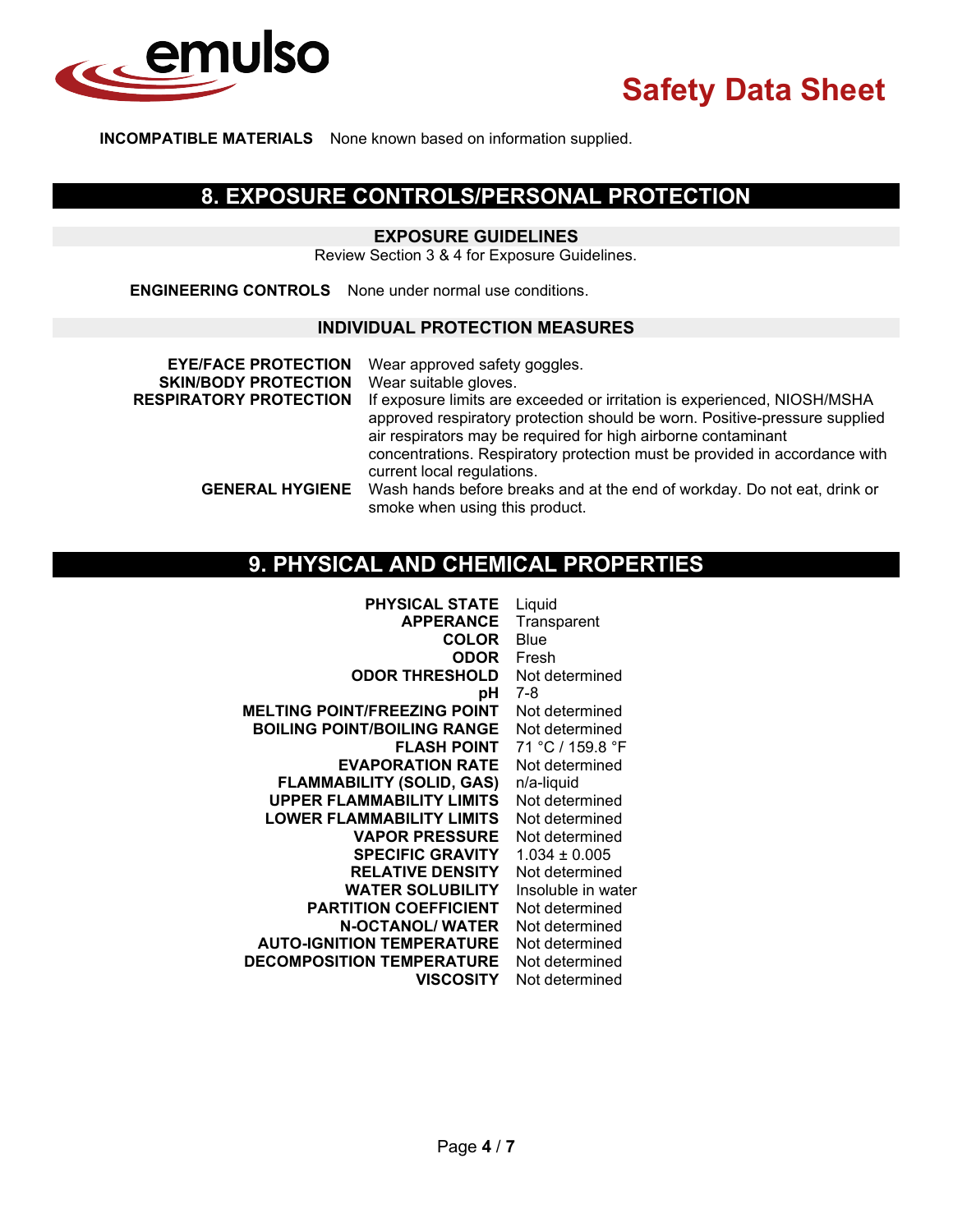**INCOMPATIBLE MATERIALS** None known based on information supplied.

## 8. EXPOSURE CONTROLS/PERSONAL PROTECTION

### EXPOSURE GUIDELINES

Review Section 3 & 4 for Exposure Guidelines.

**ENGINEERING CONTROLS** None under normal use conditions.

### INDIVIDUAL PROTECTION MEASURES

**EYE/FACE PROTECTION** Wear approved safety goggles.

**SKIN/BODY PROTECTION** Wear suitable gloves.

**RESPIRATORY PROTECTION** If exposure limits are exceeded or irritation is experienced, NIOSH/MSHA approved respiratory protection should be worn. Positive-pressure supplied air respirators may be required for high airborne contaminant concentrations. Respiratory protection must be provided in accordance with current local regulations.

**GENERAL HYGIENE** Wash hands before breaks and at the end of workday. Do not eat, drink or smoke when using this product.

## 9. PHYSICAL AND CHEMICAL PROPERTIES

| | |
|---|---|
| **PHYSICAL STATE** | Liquid |
| **APPERANCE** | Transparent |
| **COLOR** | Blue |
| **ODOR** | Fresh |
| **ODOR THRESHOLD** | Not determined |
| **pH** | 7-8 |
| **MELTING POINT/FREEZING POINT** | Not determined |
| **BOILING POINT/BOILING RANGE** | Not determined |
| **FLASH POINT** | 71 °C / 159.8 °F |
| **EVAPORATION RATE** | Not determined |
| **FLAMMABILITY (SOLID, GAS)** | n/a-liquid |
| **UPPER FLAMMABILITY LIMITS** | Not determined |
| **LOWER FLAMMABILITY LIMITS** | Not determined |
| **VAPOR PRESSURE** | Not determined |
| **SPECIFIC GRAVITY** | 1.034 ± 0.005 |
| **RELATIVE DENSITY** | Not determined |
| **WATER SOLUBILITY** | Insoluble in water |
| **PARTITION COEFFICIENT** | Not determined |
| **N-OCTANOL/ WATER** | Not determined |
| **AUTO-IGNITION TEMPERATURE** | Not determined |
| **DECOMPOSITION TEMPERATURE** | Not determined |
| **VISCOSITY** | Not determined |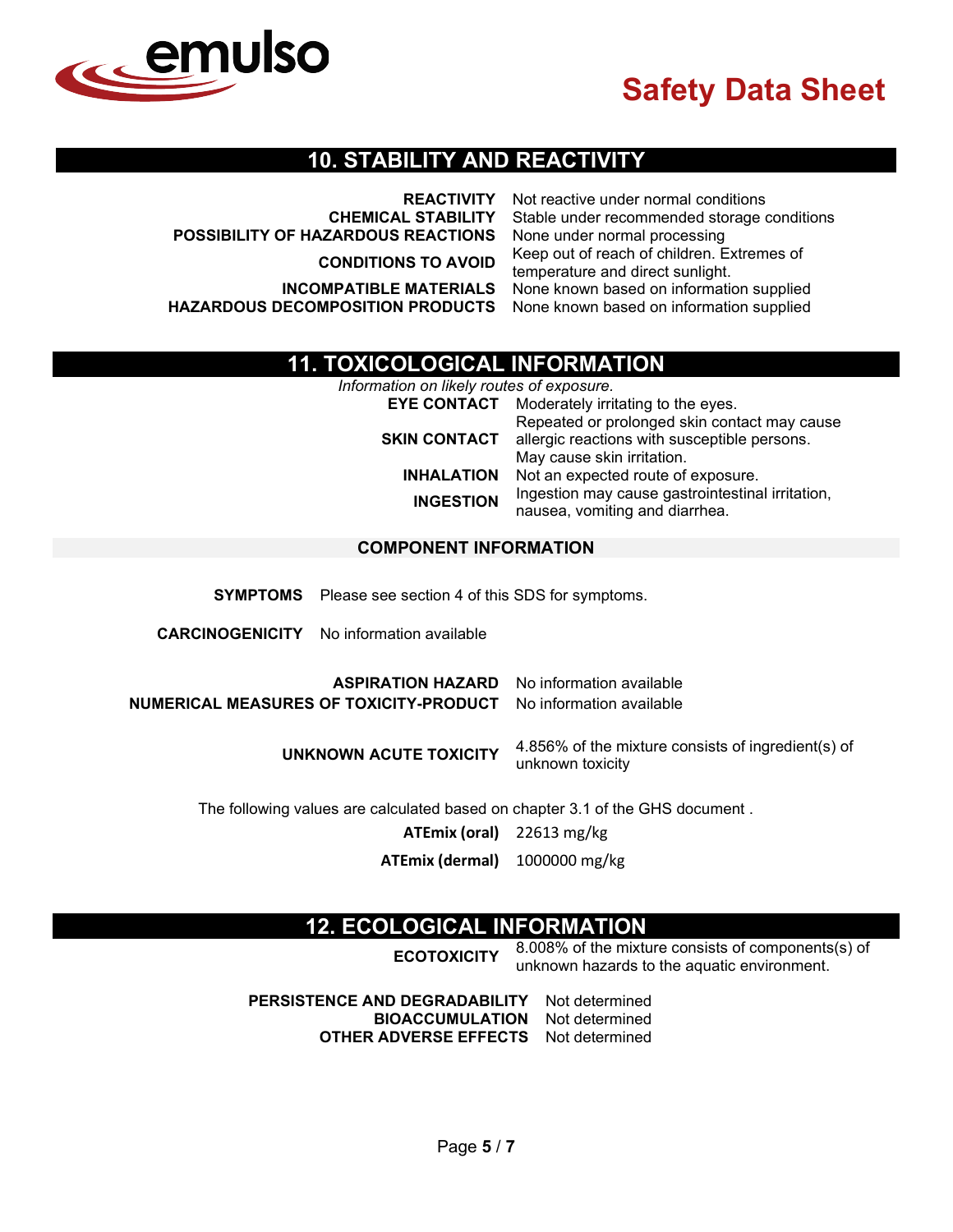## 10. STABILITY AND REACTIVITY

**REACTIVITY** Not reactive under normal conditions

**CHEMICAL STABILITY** Stable under recommended storage conditions

**POSSIBILITY OF HAZARDOUS REACTIONS** None under normal processing

**CONDITIONS TO AVOID** Keep out of reach of children. Extremes of temperature and direct sunlight.

**INCOMPATIBLE MATERIALS** None known based on information supplied

**HAZARDOUS DECOMPOSITION PRODUCTS** None known based on information supplied

## 11. TOXICOLOGICAL INFORMATION

*Information on likely routes of exposure.*

**EYE CONTACT** Moderately irritating to the eyes.

**SKIN CONTACT** Repeated or prolonged skin contact may cause allergic reactions with susceptible persons. May cause skin irritation.

**INHALATION** Not an expected route of exposure.

**INGESTION** Ingestion may cause gastrointestinal irritation, nausea, vomiting and diarrhea.

### COMPONENT INFORMATION

**SYMPTOMS** Please see section 4 of this SDS for symptoms.

**CARCINOGENICITY** No information available

**ASPIRATION HAZARD** No information available

**NUMERICAL MEASURES OF TOXICITY-PRODUCT** No information available

**UNKNOWN ACUTE TOXICITY** 4.856% of the mixture consists of ingredient(s) of unknown toxicity

The following values are calculated based on chapter 3.1 of the GHS document .

**ATEmix (oral)** 22613 mg/kg

**ATEmix (dermal)** 1000000 mg/kg

## 12. ECOLOGICAL INFORMATION

**ECOTOXICITY** 8.008% of the mixture consists of components(s) of unknown hazards to the aquatic environment.

**PERSISTENCE AND DEGRADABILITY** Not determined

**BIOACCUMULATION** Not determined

**OTHER ADVERSE EFFECTS** Not determined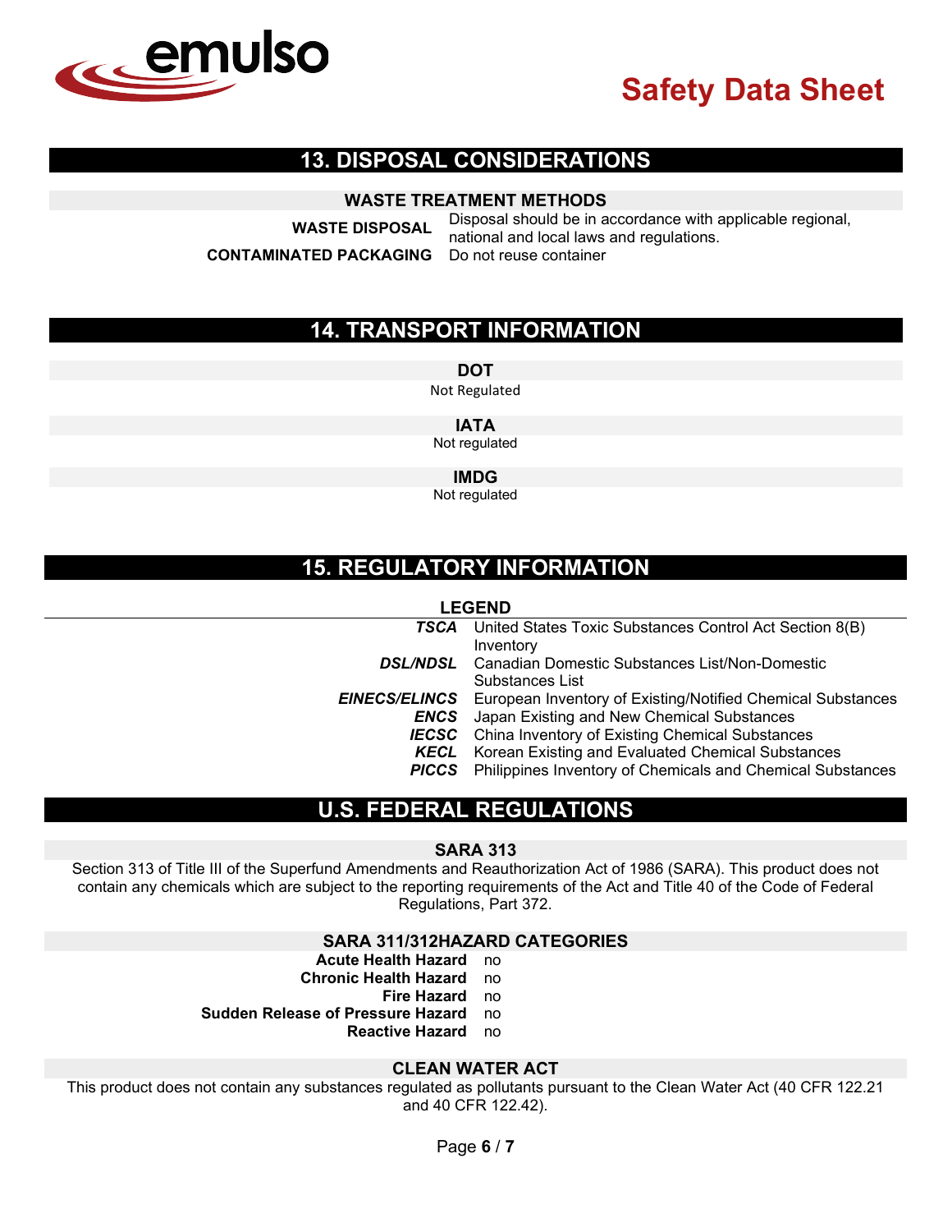## 13. DISPOSAL CONSIDERATIONS

### WASTE TREATMENT METHODS

| | |
|---|---|
| **WASTE DISPOSAL** | Disposal should be in accordance with applicable regional, national and local laws and regulations. |
| **CONTAMINATED PACKAGING** | Do not reuse container |

## 14. TRANSPORT INFORMATION

### DOT

Not Regulated

### IATA

Not regulated

### IMDG

Not regulated

## 15. REGULATORY INFORMATION

### LEGEND

| | |
|---|---|
| ***TSCA*** | United States Toxic Substances Control Act Section 8(B) Inventory |
| ***DSL/NDSL*** | Canadian Domestic Substances List/Non-Domestic Substances List |
| ***EINECS/ELINCS*** | European Inventory of Existing/Notified Chemical Substances |
| ***ENCS*** | Japan Existing and New Chemical Substances |
| ***IECSC*** | China Inventory of Existing Chemical Substances |
| ***KECL*** | Korean Existing and Evaluated Chemical Substances |
| ***PICCS*** | Philippines Inventory of Chemicals and Chemical Substances |

## U.S. FEDERAL REGULATIONS

### SARA 313

Section 313 of Title III of the Superfund Amendments and Reauthorization Act of 1986 (SARA). This product does not contain any chemicals which are subject to the reporting requirements of the Act and Title 40 of the Code of Federal Regulations, Part 372.

### SARA 311/312HAZARD CATEGORIES

| | |
|---|---|
| **Acute Health Hazard** | no |
| **Chronic Health Hazard** | no |
| **Fire Hazard** | no |
| **Sudden Release of Pressure Hazard** | no |
| **Reactive Hazard** | no |

### CLEAN WATER ACT

This product does not contain any substances regulated as pollutants pursuant to the Clean Water Act (40 CFR 122.21 and 40 CFR 122.42).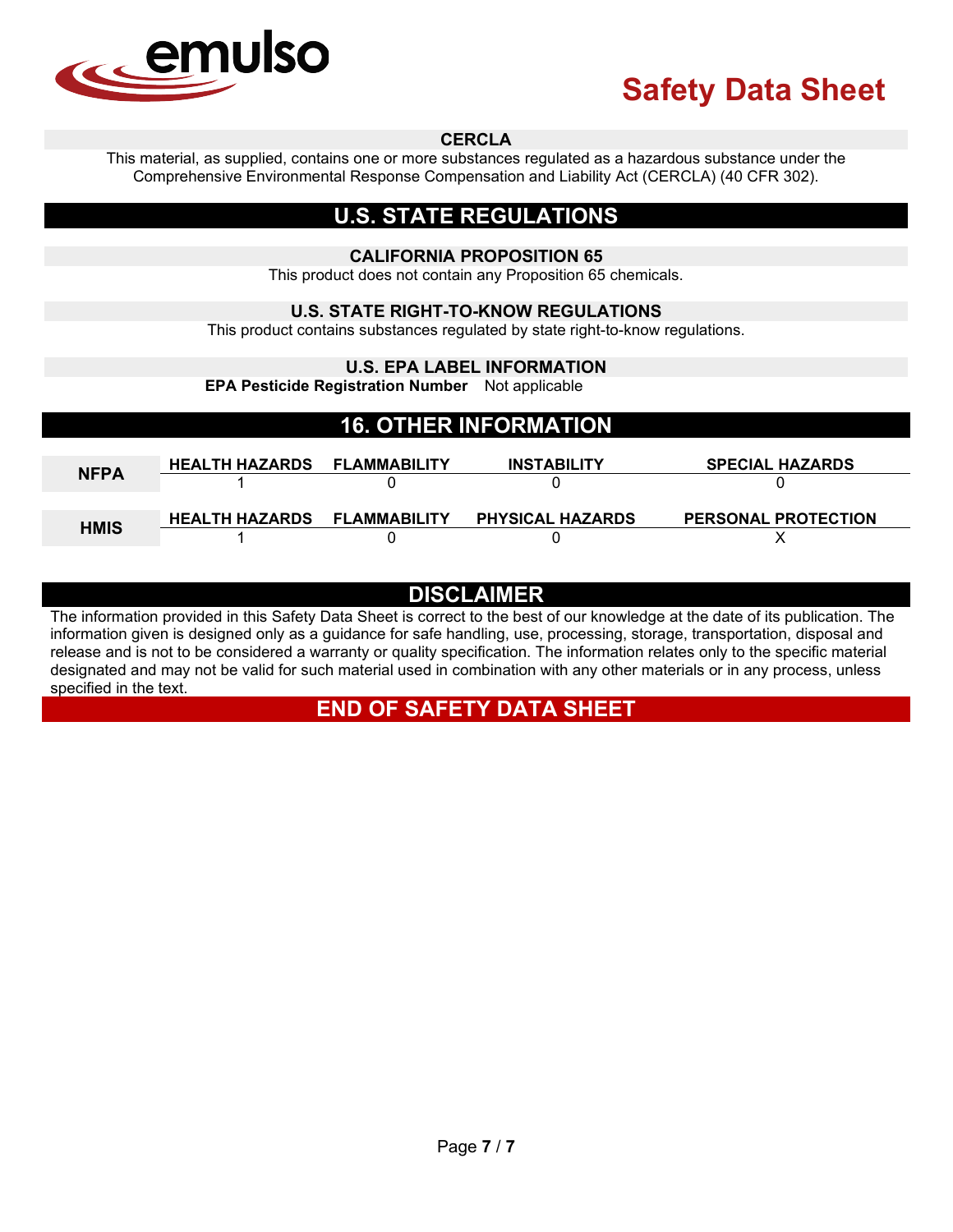### CERCLA

This material, as supplied, contains one or more substances regulated as a hazardous substance under the Comprehensive Environmental Response Compensation and Liability Act (CERCLA) (40 CFR 302).

## U.S. STATE REGULATIONS

### CALIFORNIA PROPOSITION 65

This product does not contain any Proposition 65 chemicals.

### U.S. STATE RIGHT-TO-KNOW REGULATIONS

This product contains substances regulated by state right-to-know regulations.

### U.S. EPA LABEL INFORMATION

**EPA Pesticide Registration Number** Not applicable

## 16. OTHER INFORMATION

| | HEALTH HAZARDS | FLAMMABILITY | INSTABILITY | SPECIAL HAZARDS |
|---|---|---|---|---|
| **NFPA** | 1 | 0 | 0 | 0 |

| | HEALTH HAZARDS | FLAMMABILITY | PHYSICAL HAZARDS | PERSONAL PROTECTION |
|---|---|---|---|---|
| **HMIS** | 1 | 0 | 0 | X |

## DISCLAIMER

The information provided in this Safety Data Sheet is correct to the best of our knowledge at the date of its publication. The information given is designed only as a guidance for safe handling, use, processing, storage, transportation, disposal and release and is not to be considered a warranty or quality specification. The information relates only to the specific material designated and may not be valid for such material used in combination with any other materials or in any process, unless specified in the text.

## END OF SAFETY DATA SHEET